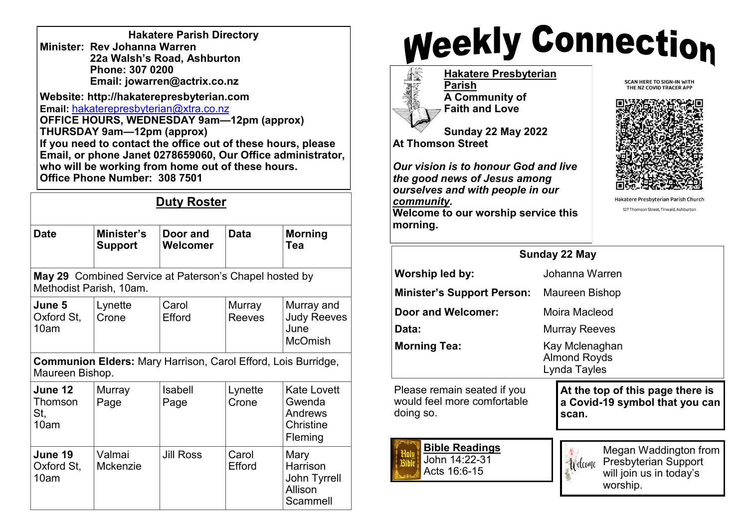**Hakatere Parish Directory**

**Minister: Rev Johanna Warren**
**22a Walsh's Road, Ashburton**
**Phone: 307 0200**
**Email: jowarren@actrix.co.nz**

**Website: http://hakaterepresbyterian.com**
**Email:** hakaterepresbyterian@xtra.co.nz
**OFFICE HOURS, WEDNESDAY 9am—12pm (approx)**
**THURSDAY 9am—12pm (approx)**
**If you need to contact the office out of these hours, please Email, or phone Janet 0278659060, Our Office administrator, who will be working from home out of these hours.**
**Office Phone Number: 308 7501**

## Duty Roster

| Date | Minister's Support | Door and Welcomer | Data | Morning Tea |
|---|---|---|---|---|
| **May 29** Combined Service at Paterson's Chapel hosted by Methodist Parish, 10am. | | | | |
| **June 5** Oxford St, 10am | Lynette Crone | Carol Efford | Murray Reeves | Murray and Judy Reeves June McOmish |
| **Communion Elders:** Mary Harrison, Carol Efford, Lois Burridge, Maureen Bishop. | | | | |
| **June 12** Thomson St, 10am | Murray Page | Isabell Page | Lynette Crone | Kate Lovett Gwenda Andrews Christine Fleming |
| **June 19** Oxford St, 10am | Valmai Mckenzie | Jill Ross | Carol Efford | Mary Harrison John Tyrrell Allison Scammell |

# Weekly Connection

**Hakatere Presbyterian Parish**
**A Community of Faith and Love**

**Sunday 22 May 2022**
**At Thomson Street**

***Our vision is to honour God and live the good news of Jesus among ourselves and with people in our community.***
**Welcome to our worship service this morning.**

SCAN HERE TO SIGN-IN WITH THE NZ COVID TRACER APP

Hakatere Presbyterian Parish Church
127 Thomson Street, Tinwald, Ashburton

| Sunday 22 May | |
|---|---|
| **Worship led by:** | Johanna Warren |
| **Minister's Support Person:** | Maureen Bishop |
| **Door and Welcomer:** | Moira Macleod |
| **Data:** | Murray Reeves |
| **Morning Tea:** | Kay Mclenaghan Almond Royds Lynda Tayles |

Please remain seated if you would feel more comfortable doing so.

**At the top of this page there is a Covid-19 symbol that you can scan.**

**Bible Readings**
John 14:22-31
Acts 16:6-15

Megan Waddington from Presbyterian Support will join us in today's worship.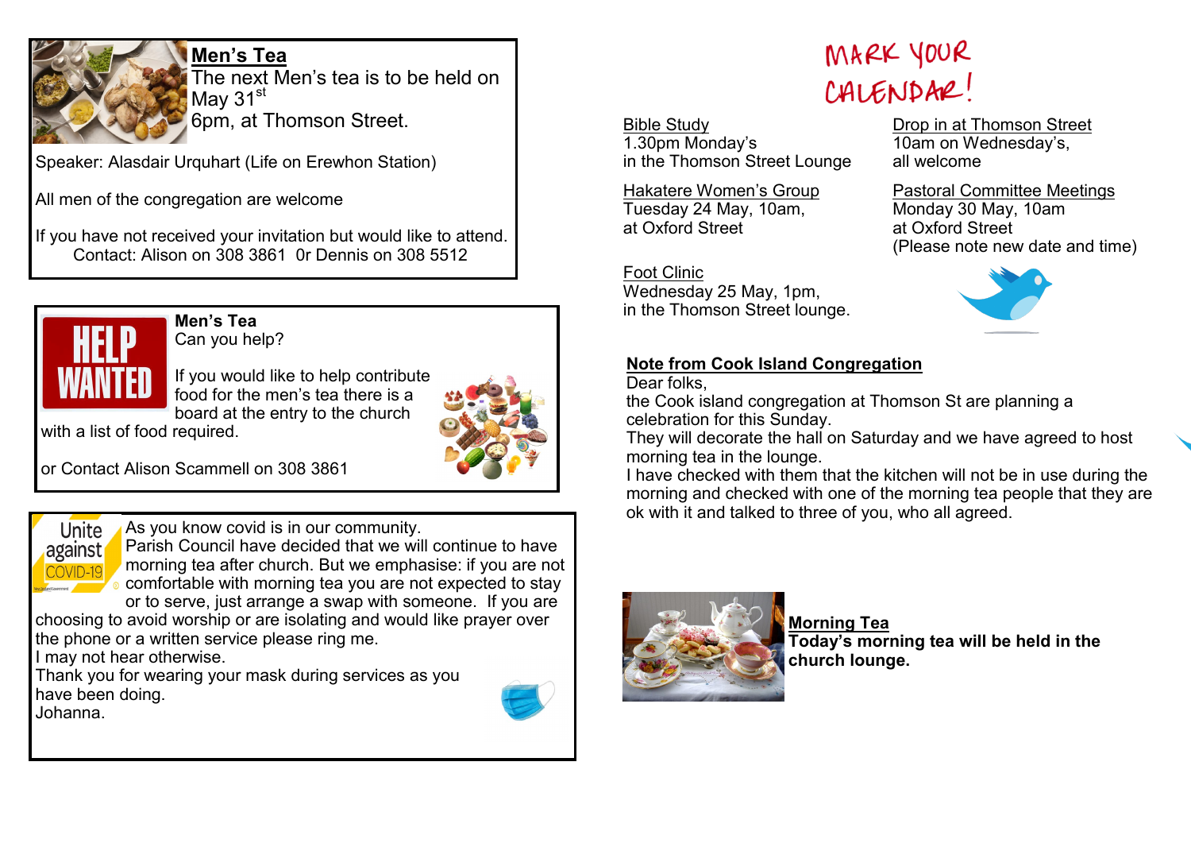## Men's Tea

The next Men's tea is to be held on May 31st 6pm, at Thomson Street.

Speaker: Alasdair Urquhart (Life on Erewhon Station)

All men of the congregation are welcome

If you have not received your invitation but would like to attend.
Contact: Alison on 308 3861 0r Dennis on 308 5512

**Men's Tea**
Can you help?

If you would like to help contribute food for the men's tea there is a board at the entry to the church with a list of food required.

or Contact Alison Scammell on 308 3861

As you know covid is in our community.
Parish Council have decided that we will continue to have morning tea after church. But we emphasise: if you are not comfortable with morning tea you are not expected to stay or to serve, just arrange a swap with someone. If you are choosing to avoid worship or are isolating and would like prayer over the phone or a written service please ring me.
I may not hear otherwise.
Thank you for wearing your mask during services as you have been doing.
Johanna.

## MARK YOUR CALENDAR!

Bible Study
1.30pm Monday's
in the Thomson Street Lounge

Hakatere Women's Group
Tuesday 24 May, 10am,
at Oxford Street

Foot Clinic
Wednesday 25 May, 1pm,
in the Thomson Street lounge.

Drop in at Thomson Street
10am on Wednesday's,
all welcome

Pastoral Committee Meetings
Monday 30 May, 10am
at Oxford Street
(Please note new date and time)

## Note from Cook Island Congregation

Dear folks,
the Cook island congregation at Thomson St are planning a celebration for this Sunday.
They will decorate the hall on Saturday and we have agreed to host morning tea in the lounge.
I have checked with them that the kitchen will not be in use during the morning and checked with one of the morning tea people that they are ok with it and talked to three of you, who all agreed.

## Morning Tea

**Today's morning tea will be held in the church lounge.**